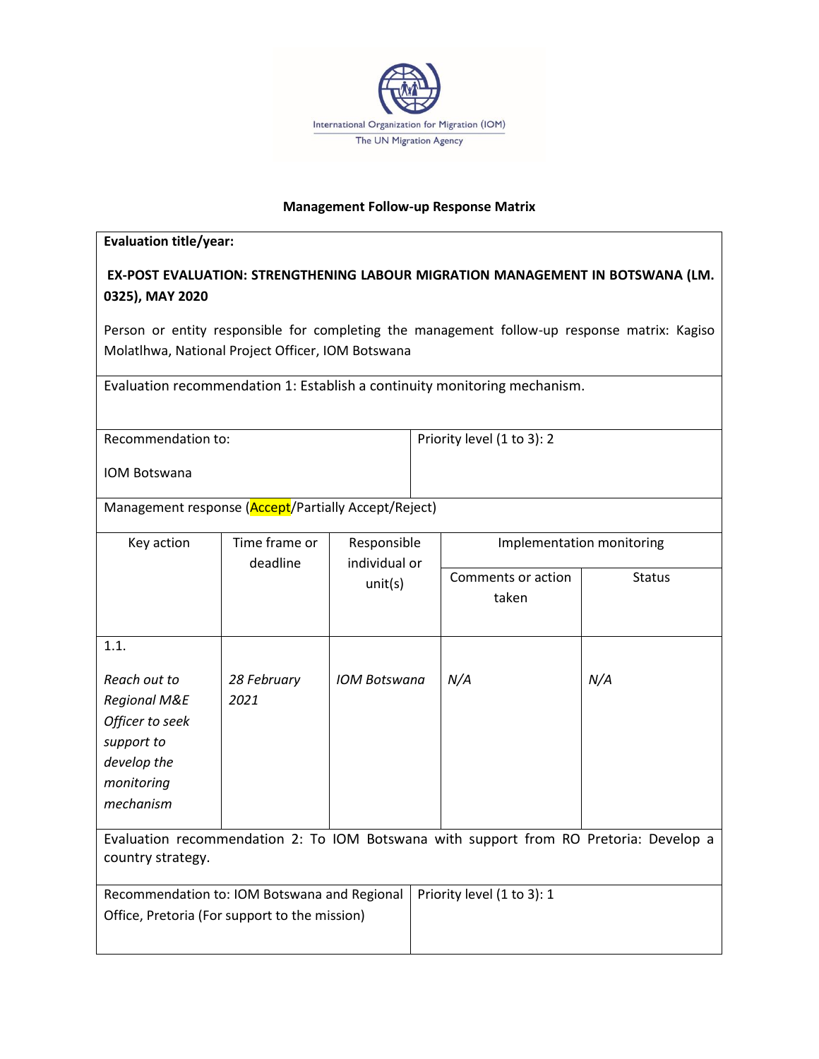International Organization for Migration (IOM)
The UN Migration Agency

**Management Follow-up Response Matrix**

**Evaluation title/year:**

**EX-POST EVALUATION: STRENGTHENING LABOUR MIGRATION MANAGEMENT IN BOTSWANA (LM. 0325), MAY 2020**

Person or entity responsible for completing the management follow-up response matrix: Kagiso Molatlhwa, National Project Officer, IOM Botswana

Evaluation recommendation 1: Establish a continuity monitoring mechanism.

| Recommendation to: IOM Botswana | Priority level (1 to 3): 2 |
|---|---|

Management response (Accept/Partially Accept/Reject)

| Key action | Time frame or deadline | Responsible individual or unit(s) | Implementation monitoring | |
|---|---|---|---|---|
| | | | Comments or action taken | Status |
| 1.1. *Reach out to Regional M&E Officer to seek support to develop the monitoring mechanism* | *28 February 2021* | *IOM Botswana* | *N/A* | *N/A* |

Evaluation recommendation 2: To IOM Botswana with support from RO Pretoria: Develop a country strategy.

| Recommendation to: IOM Botswana and Regional Office, Pretoria (For support to the mission) | Priority level (1 to 3): 1 |
|---|---|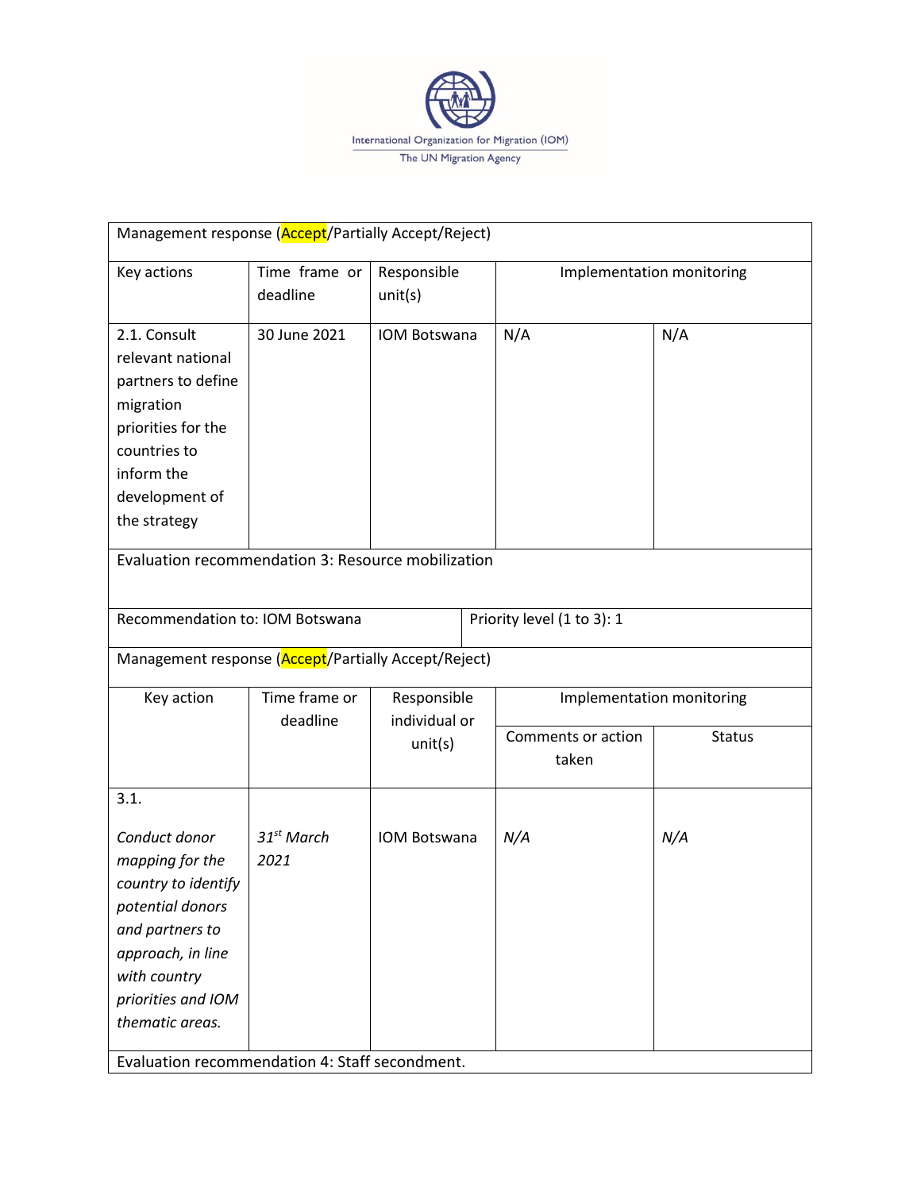| Management response (Accept/Partially Accept/Reject) | | | | |
|---|---|---|---|---|
| Key actions | Time frame or deadline | Responsible unit(s) | Implementation monitoring | |
| 2.1. Consult relevant national partners to define migration priorities for the countries to inform the development of the strategy | 30 June 2021 | IOM Botswana | N/A | N/A |

| Evaluation recommendation 3: Resource mobilization | | | | |
|---|---|---|---|---|
| Recommendation to: IOM Botswana | | | Priority level (1 to 3): 1 | |
| Management response (Accept/Partially Accept/Reject) | | | | |
| Key action | Time frame or deadline | Responsible individual or unit(s) | Implementation monitoring | |
| | | | Comments or action taken | Status |
| 3.1. *Conduct donor mapping for the country to identify potential donors and partners to approach, in line with country priorities and IOM thematic areas.* | *31st March 2021* | IOM Botswana | *N/A* | *N/A* |

Evaluation recommendation 4: Staff secondment.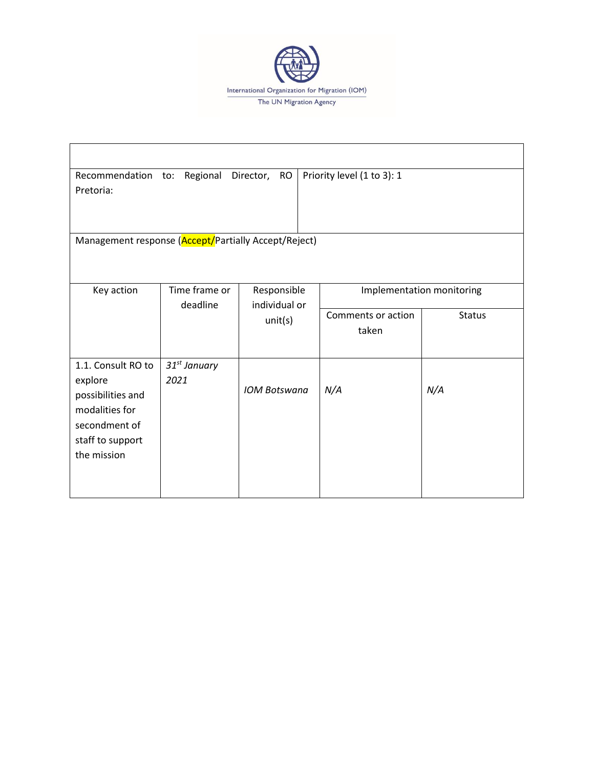International Organization for Migration (IOM)
The UN Migration Agency

| | | | | |
|---|---|---|---|---|
| Recommendation to: Regional Director, RO Pretoria: | | | Priority level (1 to 3): 1 | |
| Management response (Accept/Partially Accept/Reject) | | | | |
| Key action | Time frame or deadline | Responsible individual or unit(s) | Implementation monitoring | |
| | | | Comments or action taken | Status |
| 1.1. Consult RO to explore possibilities and modalities for secondment of staff to support the mission | *31st January 2021* | *IOM Botswana* | *N/A* | *N/A* |